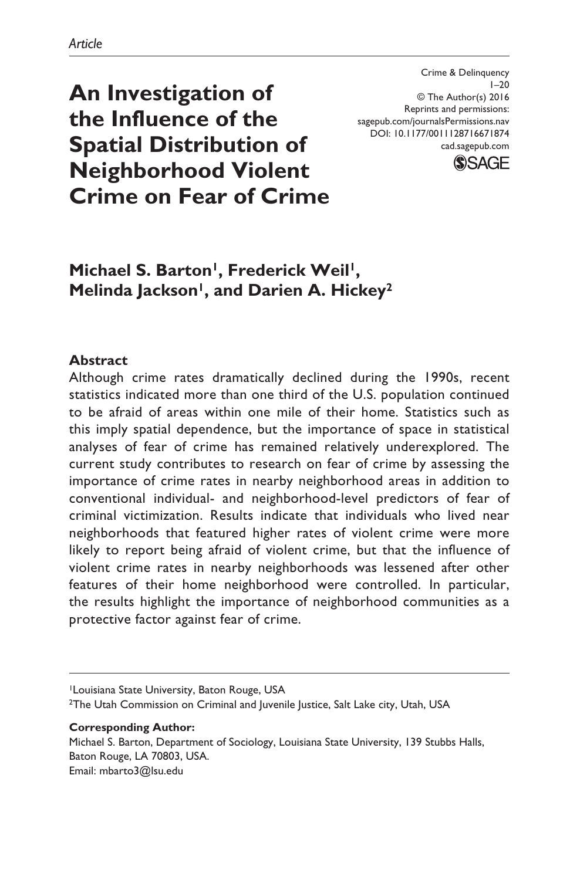*Article*

Crime & Delinquency
1–20
© The Author(s) 2016
Reprints and permissions:
sagepub.com/journalsPermissions.nav
DOI: 10.1177/0011128716671874
cad.sagepub.com

# An Investigation of the Influence of the Spatial Distribution of Neighborhood Violent Crime on Fear of Crime

**Michael S. Barton[1], Frederick Weil[1], Melinda Jackson[1], and Darien A. Hickey[2]**

## Abstract

Although crime rates dramatically declined during the 1990s, recent statistics indicated more than one third of the U.S. population continued to be afraid of areas within one mile of their home. Statistics such as this imply spatial dependence, but the importance of space in statistical analyses of fear of crime has remained relatively underexplored. The current study contributes to research on fear of crime by assessing the importance of crime rates in nearby neighborhood areas in addition to conventional individual- and neighborhood-level predictors of fear of criminal victimization. Results indicate that individuals who lived near neighborhoods that featured higher rates of violent crime were more likely to report being afraid of violent crime, but that the influence of violent crime rates in nearby neighborhoods was lessened after other features of their home neighborhood were controlled. In particular, the results highlight the importance of neighborhood communities as a protective factor against fear of crime.

---

[1]Louisiana State University, Baton Rouge, USA
[2]The Utah Commission on Criminal and Juvenile Justice, Salt Lake city, Utah, USA

**Corresponding Author:**
Michael S. Barton, Department of Sociology, Louisiana State University, 139 Stubbs Halls, Baton Rouge, LA 70803, USA.
Email: mbarto3@lsu.edu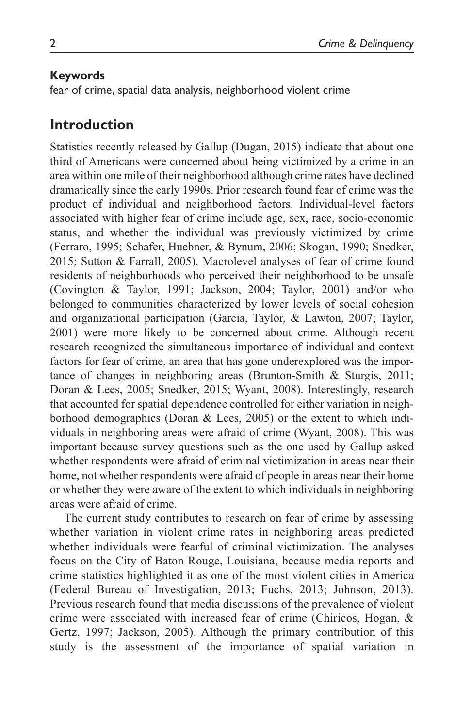**Keywords**

fear of crime, spatial data analysis, neighborhood violent crime

## Introduction

Statistics recently released by Gallup (Dugan, 2015) indicate that about one third of Americans were concerned about being victimized by a crime in an area within one mile of their neighborhood although crime rates have declined dramatically since the early 1990s. Prior research found fear of crime was the product of individual and neighborhood factors. Individual-level factors associated with higher fear of crime include age, sex, race, socio-economic status, and whether the individual was previously victimized by crime (Ferraro, 1995; Schafer, Huebner, & Bynum, 2006; Skogan, 1990; Snedker, 2015; Sutton & Farrall, 2005). Macrolevel analyses of fear of crime found residents of neighborhoods who perceived their neighborhood to be unsafe (Covington & Taylor, 1991; Jackson, 2004; Taylor, 2001) and/or who belonged to communities characterized by lower levels of social cohesion and organizational participation (Garcia, Taylor, & Lawton, 2007; Taylor, 2001) were more likely to be concerned about crime. Although recent research recognized the simultaneous importance of individual and context factors for fear of crime, an area that has gone underexplored was the importance of changes in neighboring areas (Brunton-Smith & Sturgis, 2011; Doran & Lees, 2005; Snedker, 2015; Wyant, 2008). Interestingly, research that accounted for spatial dependence controlled for either variation in neighborhood demographics (Doran & Lees, 2005) or the extent to which individuals in neighboring areas were afraid of crime (Wyant, 2008). This was important because survey questions such as the one used by Gallup asked whether respondents were afraid of criminal victimization in areas near their home, not whether respondents were afraid of people in areas near their home or whether they were aware of the extent to which individuals in neighboring areas were afraid of crime.

The current study contributes to research on fear of crime by assessing whether variation in violent crime rates in neighboring areas predicted whether individuals were fearful of criminal victimization. The analyses focus on the City of Baton Rouge, Louisiana, because media reports and crime statistics highlighted it as one of the most violent cities in America (Federal Bureau of Investigation, 2013; Fuchs, 2013; Johnson, 2013). Previous research found that media discussions of the prevalence of violent crime were associated with increased fear of crime (Chiricos, Hogan, & Gertz, 1997; Jackson, 2005). Although the primary contribution of this study is the assessment of the importance of spatial variation in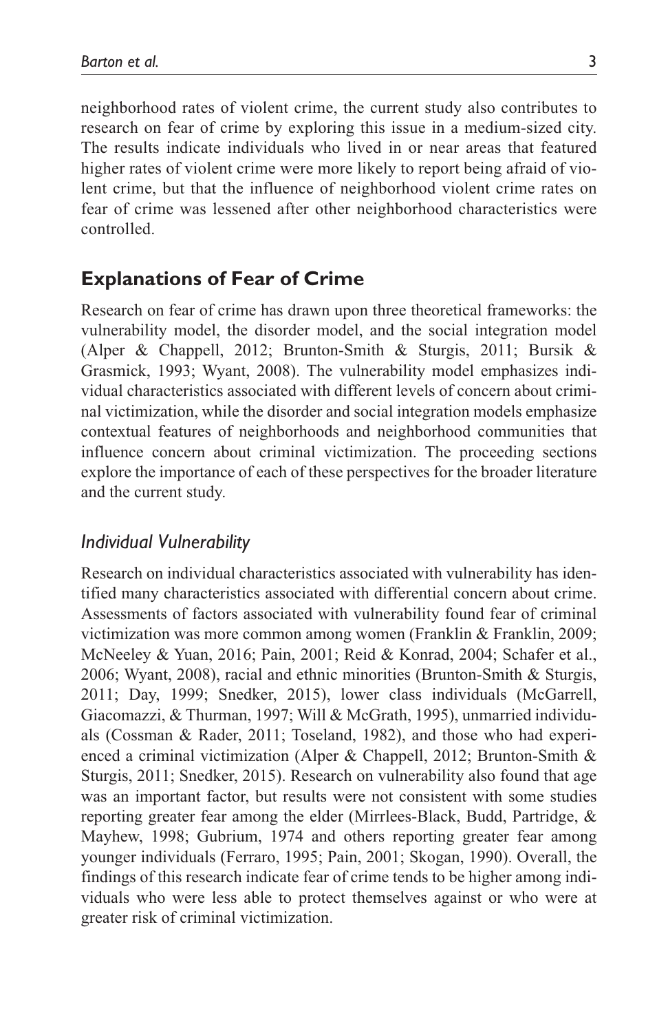neighborhood rates of violent crime, the current study also contributes to research on fear of crime by exploring this issue in a medium-sized city. The results indicate individuals who lived in or near areas that featured higher rates of violent crime were more likely to report being afraid of violent crime, but that the influence of neighborhood violent crime rates on fear of crime was lessened after other neighborhood characteristics were controlled.

## Explanations of Fear of Crime

Research on fear of crime has drawn upon three theoretical frameworks: the vulnerability model, the disorder model, and the social integration model (Alper & Chappell, 2012; Brunton-Smith & Sturgis, 2011; Bursik & Grasmick, 1993; Wyant, 2008). The vulnerability model emphasizes individual characteristics associated with different levels of concern about criminal victimization, while the disorder and social integration models emphasize contextual features of neighborhoods and neighborhood communities that influence concern about criminal victimization. The proceeding sections explore the importance of each of these perspectives for the broader literature and the current study.

### *Individual Vulnerability*

Research on individual characteristics associated with vulnerability has identified many characteristics associated with differential concern about crime. Assessments of factors associated with vulnerability found fear of criminal victimization was more common among women (Franklin & Franklin, 2009; McNeeley & Yuan, 2016; Pain, 2001; Reid & Konrad, 2004; Schafer et al., 2006; Wyant, 2008), racial and ethnic minorities (Brunton-Smith & Sturgis, 2011; Day, 1999; Snedker, 2015), lower class individuals (McGarrell, Giacomazzi, & Thurman, 1997; Will & McGrath, 1995), unmarried individuals (Cossman & Rader, 2011; Toseland, 1982), and those who had experienced a criminal victimization (Alper & Chappell, 2012; Brunton-Smith & Sturgis, 2011; Snedker, 2015). Research on vulnerability also found that age was an important factor, but results were not consistent with some studies reporting greater fear among the elder (Mirrlees-Black, Budd, Partridge, & Mayhew, 1998; Gubrium, 1974 and others reporting greater fear among younger individuals (Ferraro, 1995; Pain, 2001; Skogan, 1990). Overall, the findings of this research indicate fear of crime tends to be higher among individuals who were less able to protect themselves against or who were at greater risk of criminal victimization.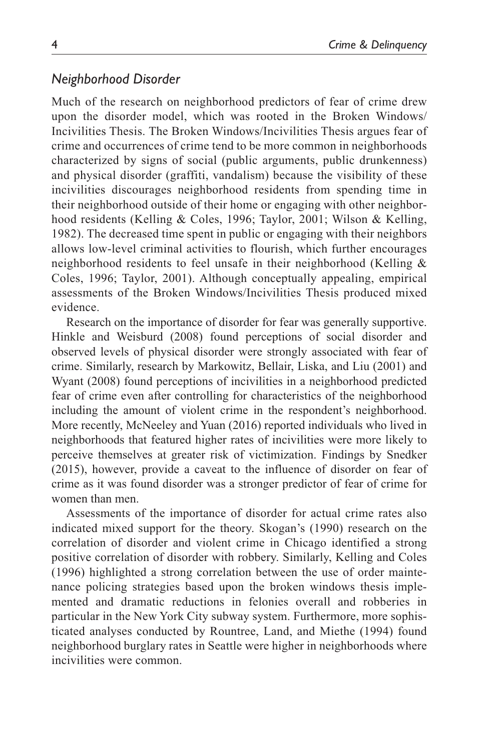## *Neighborhood Disorder*

Much of the research on neighborhood predictors of fear of crime drew upon the disorder model, which was rooted in the Broken Windows/Incivilities Thesis. The Broken Windows/Incivilities Thesis argues fear of crime and occurrences of crime tend to be more common in neighborhoods characterized by signs of social (public arguments, public drunkenness) and physical disorder (graffiti, vandalism) because the visibility of these incivilities discourages neighborhood residents from spending time in their neighborhood outside of their home or engaging with other neighborhood residents (Kelling & Coles, 1996; Taylor, 2001; Wilson & Kelling, 1982). The decreased time spent in public or engaging with their neighbors allows low-level criminal activities to flourish, which further encourages neighborhood residents to feel unsafe in their neighborhood (Kelling & Coles, 1996; Taylor, 2001). Although conceptually appealing, empirical assessments of the Broken Windows/Incivilities Thesis produced mixed evidence.

Research on the importance of disorder for fear was generally supportive. Hinkle and Weisburd (2008) found perceptions of social disorder and observed levels of physical disorder were strongly associated with fear of crime. Similarly, research by Markowitz, Bellair, Liska, and Liu (2001) and Wyant (2008) found perceptions of incivilities in a neighborhood predicted fear of crime even after controlling for characteristics of the neighborhood including the amount of violent crime in the respondent's neighborhood. More recently, McNeeley and Yuan (2016) reported individuals who lived in neighborhoods that featured higher rates of incivilities were more likely to perceive themselves at greater risk of victimization. Findings by Snedker (2015), however, provide a caveat to the influence of disorder on fear of crime as it was found disorder was a stronger predictor of fear of crime for women than men.

Assessments of the importance of disorder for actual crime rates also indicated mixed support for the theory. Skogan's (1990) research on the correlation of disorder and violent crime in Chicago identified a strong positive correlation of disorder with robbery. Similarly, Kelling and Coles (1996) highlighted a strong correlation between the use of order maintenance policing strategies based upon the broken windows thesis implemented and dramatic reductions in felonies overall and robberies in particular in the New York City subway system. Furthermore, more sophisticated analyses conducted by Rountree, Land, and Miethe (1994) found neighborhood burglary rates in Seattle were higher in neighborhoods where incivilities were common.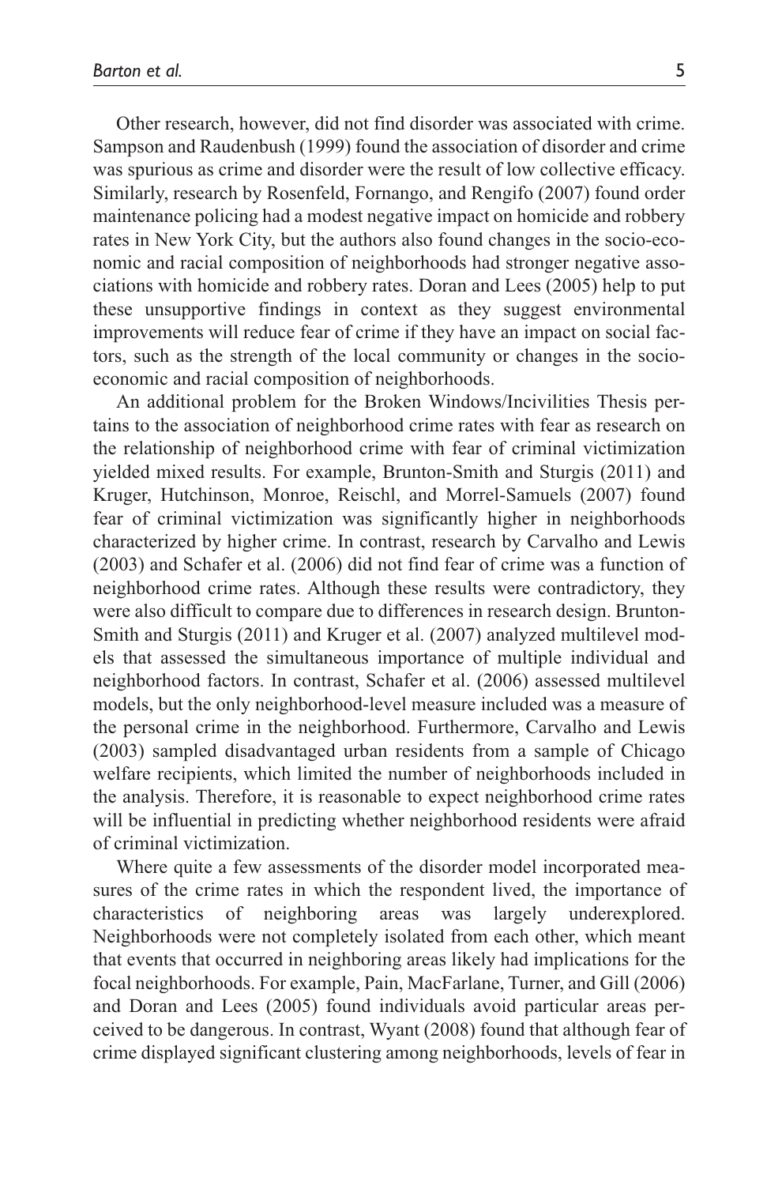Other research, however, did not find disorder was associated with crime. Sampson and Raudenbush (1999) found the association of disorder and crime was spurious as crime and disorder were the result of low collective efficacy. Similarly, research by Rosenfeld, Fornango, and Rengifo (2007) found order maintenance policing had a modest negative impact on homicide and robbery rates in New York City, but the authors also found changes in the socio-economic and racial composition of neighborhoods had stronger negative associations with homicide and robbery rates. Doran and Lees (2005) help to put these unsupportive findings in context as they suggest environmental improvements will reduce fear of crime if they have an impact on social factors, such as the strength of the local community or changes in the socio-economic and racial composition of neighborhoods.

An additional problem for the Broken Windows/Incivilities Thesis pertains to the association of neighborhood crime rates with fear as research on the relationship of neighborhood crime with fear of criminal victimization yielded mixed results. For example, Brunton-Smith and Sturgis (2011) and Kruger, Hutchinson, Monroe, Reischl, and Morrel-Samuels (2007) found fear of criminal victimization was significantly higher in neighborhoods characterized by higher crime. In contrast, research by Carvalho and Lewis (2003) and Schafer et al. (2006) did not find fear of crime was a function of neighborhood crime rates. Although these results were contradictory, they were also difficult to compare due to differences in research design. Brunton-Smith and Sturgis (2011) and Kruger et al. (2007) analyzed multilevel models that assessed the simultaneous importance of multiple individual and neighborhood factors. In contrast, Schafer et al. (2006) assessed multilevel models, but the only neighborhood-level measure included was a measure of the personal crime in the neighborhood. Furthermore, Carvalho and Lewis (2003) sampled disadvantaged urban residents from a sample of Chicago welfare recipients, which limited the number of neighborhoods included in the analysis. Therefore, it is reasonable to expect neighborhood crime rates will be influential in predicting whether neighborhood residents were afraid of criminal victimization.

Where quite a few assessments of the disorder model incorporated measures of the crime rates in which the respondent lived, the importance of characteristics of neighboring areas was largely underexplored. Neighborhoods were not completely isolated from each other, which meant that events that occurred in neighboring areas likely had implications for the focal neighborhoods. For example, Pain, MacFarlane, Turner, and Gill (2006) and Doran and Lees (2005) found individuals avoid particular areas perceived to be dangerous. In contrast, Wyant (2008) found that although fear of crime displayed significant clustering among neighborhoods, levels of fear in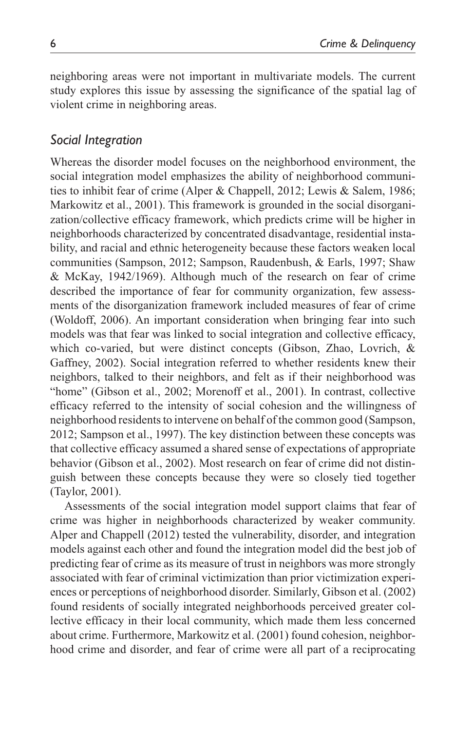neighboring areas were not important in multivariate models. The current study explores this issue by assessing the significance of the spatial lag of violent crime in neighboring areas.

### *Social Integration*

Whereas the disorder model focuses on the neighborhood environment, the social integration model emphasizes the ability of neighborhood communities to inhibit fear of crime (Alper & Chappell, 2012; Lewis & Salem, 1986; Markowitz et al., 2001). This framework is grounded in the social disorganization/collective efficacy framework, which predicts crime will be higher in neighborhoods characterized by concentrated disadvantage, residential instability, and racial and ethnic heterogeneity because these factors weaken local communities (Sampson, 2012; Sampson, Raudenbush, & Earls, 1997; Shaw & McKay, 1942/1969). Although much of the research on fear of crime described the importance of fear for community organization, few assessments of the disorganization framework included measures of fear of crime (Woldoff, 2006). An important consideration when bringing fear into such models was that fear was linked to social integration and collective efficacy, which co-varied, but were distinct concepts (Gibson, Zhao, Lovrich, & Gaffney, 2002). Social integration referred to whether residents knew their neighbors, talked to their neighbors, and felt as if their neighborhood was "home" (Gibson et al., 2002; Morenoff et al., 2001). In contrast, collective efficacy referred to the intensity of social cohesion and the willingness of neighborhood residents to intervene on behalf of the common good (Sampson, 2012; Sampson et al., 1997). The key distinction between these concepts was that collective efficacy assumed a shared sense of expectations of appropriate behavior (Gibson et al., 2002). Most research on fear of crime did not distinguish between these concepts because they were so closely tied together (Taylor, 2001).

Assessments of the social integration model support claims that fear of crime was higher in neighborhoods characterized by weaker community. Alper and Chappell (2012) tested the vulnerability, disorder, and integration models against each other and found the integration model did the best job of predicting fear of crime as its measure of trust in neighbors was more strongly associated with fear of criminal victimization than prior victimization experiences or perceptions of neighborhood disorder. Similarly, Gibson et al. (2002) found residents of socially integrated neighborhoods perceived greater collective efficacy in their local community, which made them less concerned about crime. Furthermore, Markowitz et al. (2001) found cohesion, neighborhood crime and disorder, and fear of crime were all part of a reciprocating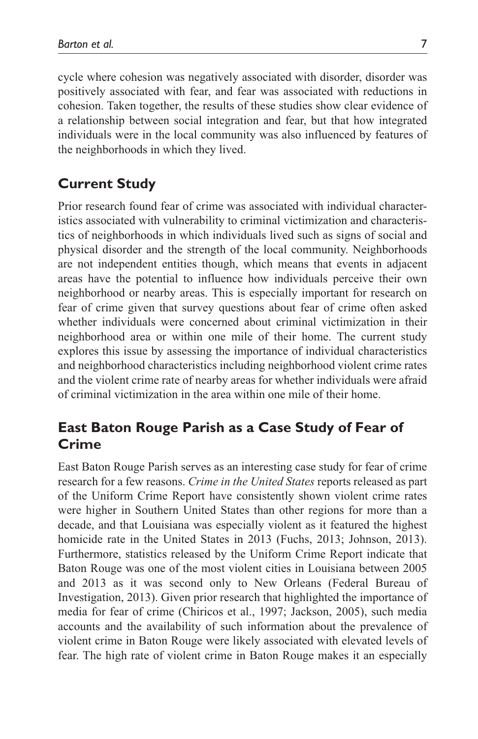cycle where cohesion was negatively associated with disorder, disorder was positively associated with fear, and fear was associated with reductions in cohesion. Taken together, the results of these studies show clear evidence of a relationship between social integration and fear, but that how integrated individuals were in the local community was also influenced by features of the neighborhoods in which they lived.

## Current Study

Prior research found fear of crime was associated with individual characteristics associated with vulnerability to criminal victimization and characteristics of neighborhoods in which individuals lived such as signs of social and physical disorder and the strength of the local community. Neighborhoods are not independent entities though, which means that events in adjacent areas have the potential to influence how individuals perceive their own neighborhood or nearby areas. This is especially important for research on fear of crime given that survey questions about fear of crime often asked whether individuals were concerned about criminal victimization in their neighborhood area or within one mile of their home. The current study explores this issue by assessing the importance of individual characteristics and neighborhood characteristics including neighborhood violent crime rates and the violent crime rate of nearby areas for whether individuals were afraid of criminal victimization in the area within one mile of their home.

## East Baton Rouge Parish as a Case Study of Fear of Crime

East Baton Rouge Parish serves as an interesting case study for fear of crime research for a few reasons. *Crime in the United States* reports released as part of the Uniform Crime Report have consistently shown violent crime rates were higher in Southern United States than other regions for more than a decade, and that Louisiana was especially violent as it featured the highest homicide rate in the United States in 2013 (Fuchs, 2013; Johnson, 2013). Furthermore, statistics released by the Uniform Crime Report indicate that Baton Rouge was one of the most violent cities in Louisiana between 2005 and 2013 as it was second only to New Orleans (Federal Bureau of Investigation, 2013). Given prior research that highlighted the importance of media for fear of crime (Chiricos et al., 1997; Jackson, 2005), such media accounts and the availability of such information about the prevalence of violent crime in Baton Rouge were likely associated with elevated levels of fear. The high rate of violent crime in Baton Rouge makes it an especially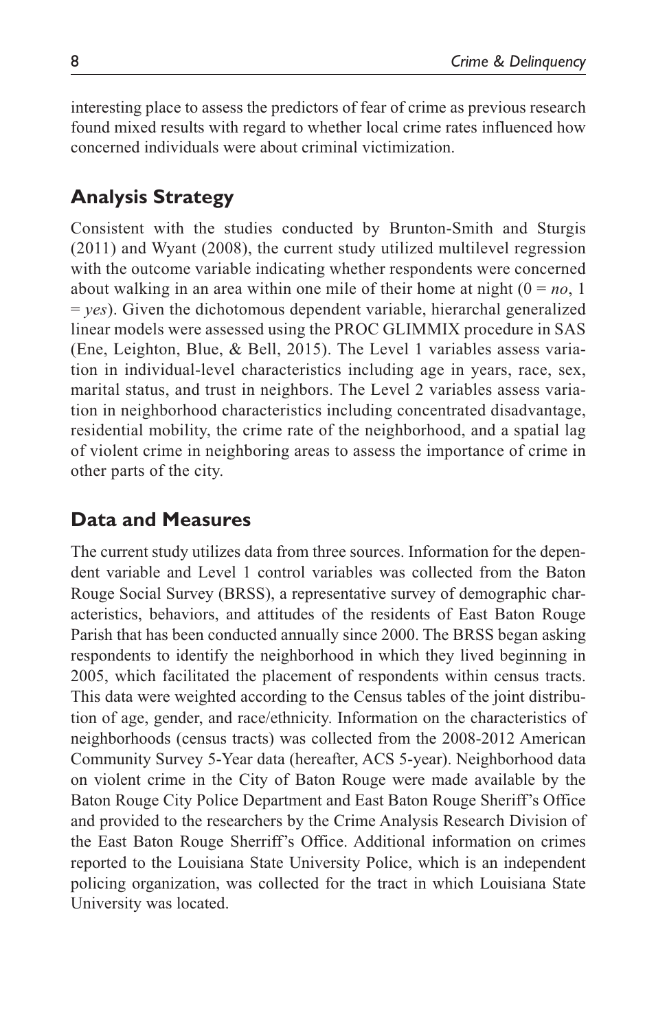interesting place to assess the predictors of fear of crime as previous research found mixed results with regard to whether local crime rates influenced how concerned individuals were about criminal victimization.

## Analysis Strategy

Consistent with the studies conducted by Brunton-Smith and Sturgis (2011) and Wyant (2008), the current study utilized multilevel regression with the outcome variable indicating whether respondents were concerned about walking in an area within one mile of their home at night (0 = *no*, 1 = *yes*). Given the dichotomous dependent variable, hierarchal generalized linear models were assessed using the PROC GLIMMIX procedure in SAS (Ene, Leighton, Blue, & Bell, 2015). The Level 1 variables assess variation in individual-level characteristics including age in years, race, sex, marital status, and trust in neighbors. The Level 2 variables assess variation in neighborhood characteristics including concentrated disadvantage, residential mobility, the crime rate of the neighborhood, and a spatial lag of violent crime in neighboring areas to assess the importance of crime in other parts of the city.

## Data and Measures

The current study utilizes data from three sources. Information for the dependent variable and Level 1 control variables was collected from the Baton Rouge Social Survey (BRSS), a representative survey of demographic characteristics, behaviors, and attitudes of the residents of East Baton Rouge Parish that has been conducted annually since 2000. The BRSS began asking respondents to identify the neighborhood in which they lived beginning in 2005, which facilitated the placement of respondents within census tracts. This data were weighted according to the Census tables of the joint distribution of age, gender, and race/ethnicity. Information on the characteristics of neighborhoods (census tracts) was collected from the 2008-2012 American Community Survey 5-Year data (hereafter, ACS 5-year). Neighborhood data on violent crime in the City of Baton Rouge were made available by the Baton Rouge City Police Department and East Baton Rouge Sheriff's Office and provided to the researchers by the Crime Analysis Research Division of the East Baton Rouge Sherriff's Office. Additional information on crimes reported to the Louisiana State University Police, which is an independent policing organization, was collected for the tract in which Louisiana State University was located.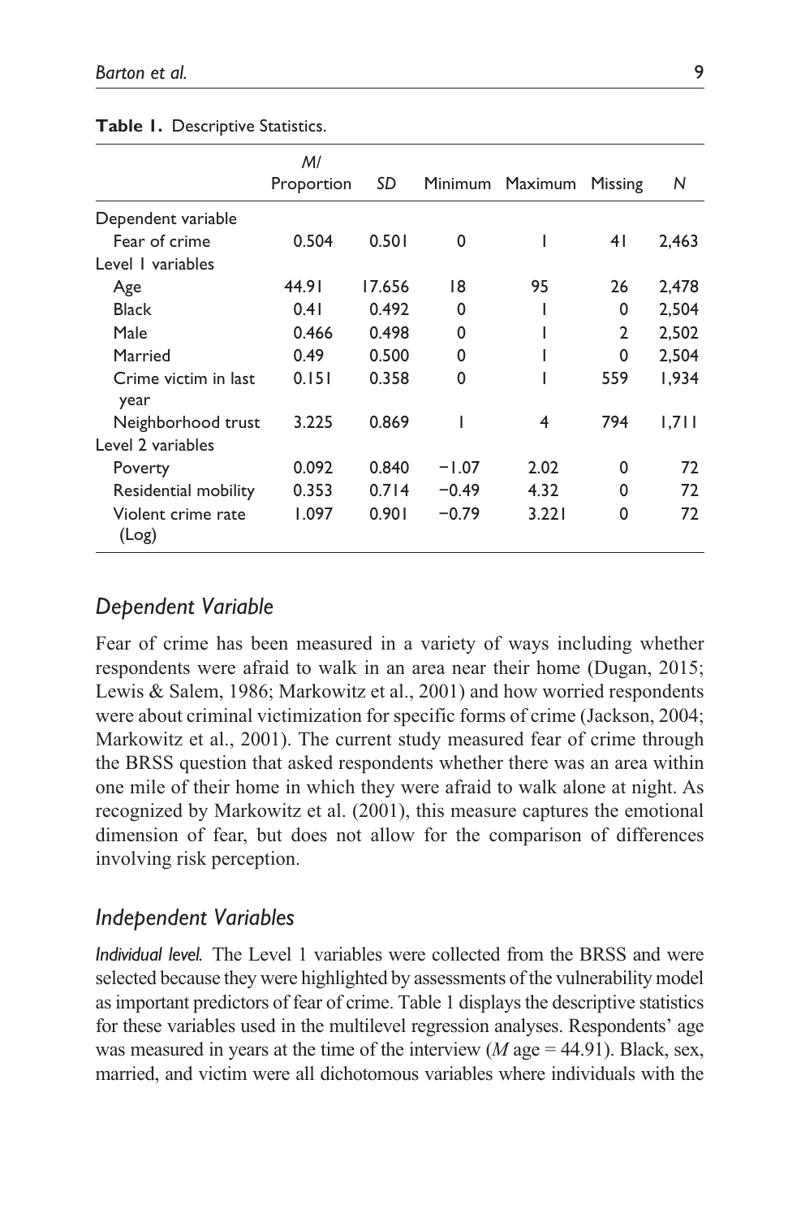**Table 1.** Descriptive Statistics.

| | M/ Proportion | SD | Minimum | Maximum | Missing | N |
|---|---|---|---|---|---|---|
| Dependent variable | | | | | | |
| Fear of crime | 0.504 | 0.501 | 0 | 1 | 41 | 2,463 |
| Level 1 variables | | | | | | |
| Age | 44.91 | 17.656 | 18 | 95 | 26 | 2,478 |
| Black | 0.41 | 0.492 | 0 | 1 | 0 | 2,504 |
| Male | 0.466 | 0.498 | 0 | 1 | 2 | 2,502 |
| Married | 0.49 | 0.500 | 0 | 1 | 0 | 2,504 |
| Crime victim in last year | 0.151 | 0.358 | 0 | 1 | 559 | 1,934 |
| Neighborhood trust | 3.225 | 0.869 | 1 | 4 | 794 | 1,711 |
| Level 2 variables | | | | | | |
| Poverty | 0.092 | 0.840 | −1.07 | 2.02 | 0 | 72 |
| Residential mobility | 0.353 | 0.714 | −0.49 | 4.32 | 0 | 72 |
| Violent crime rate (Log) | 1.097 | 0.901 | −0.79 | 3.221 | 0 | 72 |

## Dependent Variable

Fear of crime has been measured in a variety of ways including whether respondents were afraid to walk in an area near their home (Dugan, 2015; Lewis & Salem, 1986; Markowitz et al., 2001) and how worried respondents were about criminal victimization for specific forms of crime (Jackson, 2004; Markowitz et al., 2001). The current study measured fear of crime through the BRSS question that asked respondents whether there was an area within one mile of their home in which they were afraid to walk alone at night. As recognized by Markowitz et al. (2001), this measure captures the emotional dimension of fear, but does not allow for the comparison of differences involving risk perception.

## Independent Variables

*Individual level.* The Level 1 variables were collected from the BRSS and were selected because they were highlighted by assessments of the vulnerability model as important predictors of fear of crime. Table 1 displays the descriptive statistics for these variables used in the multilevel regression analyses. Respondents' age was measured in years at the time of the interview (*M* age = 44.91). Black, sex, married, and victim were all dichotomous variables where individuals with the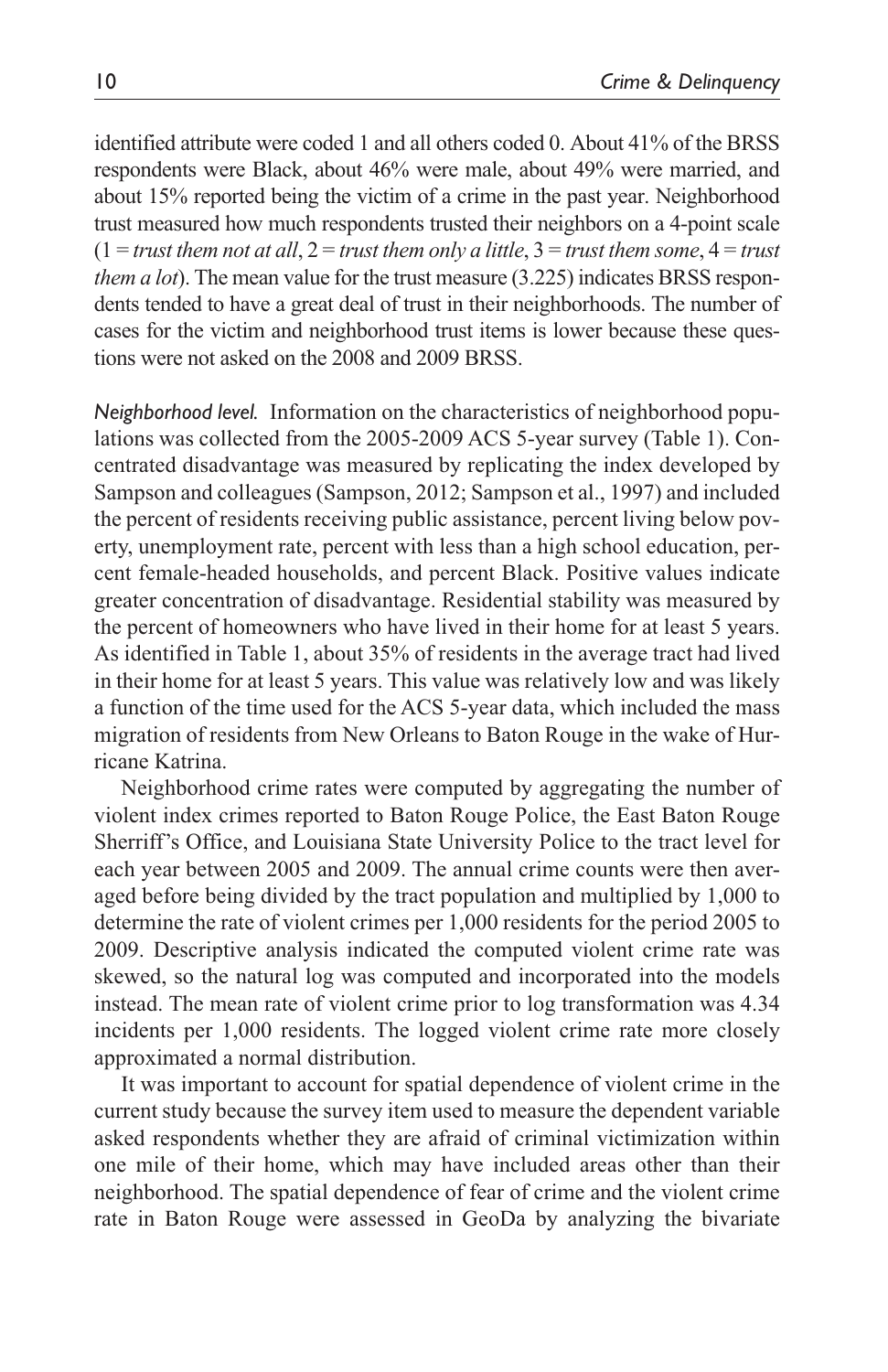identified attribute were coded 1 and all others coded 0. About 41% of the BRSS respondents were Black, about 46% were male, about 49% were married, and about 15% reported being the victim of a crime in the past year. Neighborhood trust measured how much respondents trusted their neighbors on a 4-point scale (1 = *trust them not at all*, 2 = *trust them only a little*, 3 = *trust them some*, 4 = *trust them a lot*). The mean value for the trust measure (3.225) indicates BRSS respondents tended to have a great deal of trust in their neighborhoods. The number of cases for the victim and neighborhood trust items is lower because these questions were not asked on the 2008 and 2009 BRSS.

*Neighborhood level.* Information on the characteristics of neighborhood populations was collected from the 2005-2009 ACS 5-year survey (Table 1). Concentrated disadvantage was measured by replicating the index developed by Sampson and colleagues (Sampson, 2012; Sampson et al., 1997) and included the percent of residents receiving public assistance, percent living below poverty, unemployment rate, percent with less than a high school education, percent female-headed households, and percent Black. Positive values indicate greater concentration of disadvantage. Residential stability was measured by the percent of homeowners who have lived in their home for at least 5 years. As identified in Table 1, about 35% of residents in the average tract had lived in their home for at least 5 years. This value was relatively low and was likely a function of the time used for the ACS 5-year data, which included the mass migration of residents from New Orleans to Baton Rouge in the wake of Hurricane Katrina.

Neighborhood crime rates were computed by aggregating the number of violent index crimes reported to Baton Rouge Police, the East Baton Rouge Sherriff's Office, and Louisiana State University Police to the tract level for each year between 2005 and 2009. The annual crime counts were then averaged before being divided by the tract population and multiplied by 1,000 to determine the rate of violent crimes per 1,000 residents for the period 2005 to 2009. Descriptive analysis indicated the computed violent crime rate was skewed, so the natural log was computed and incorporated into the models instead. The mean rate of violent crime prior to log transformation was 4.34 incidents per 1,000 residents. The logged violent crime rate more closely approximated a normal distribution.

It was important to account for spatial dependence of violent crime in the current study because the survey item used to measure the dependent variable asked respondents whether they are afraid of criminal victimization within one mile of their home, which may have included areas other than their neighborhood. The spatial dependence of fear of crime and the violent crime rate in Baton Rouge were assessed in GeoDa by analyzing the bivariate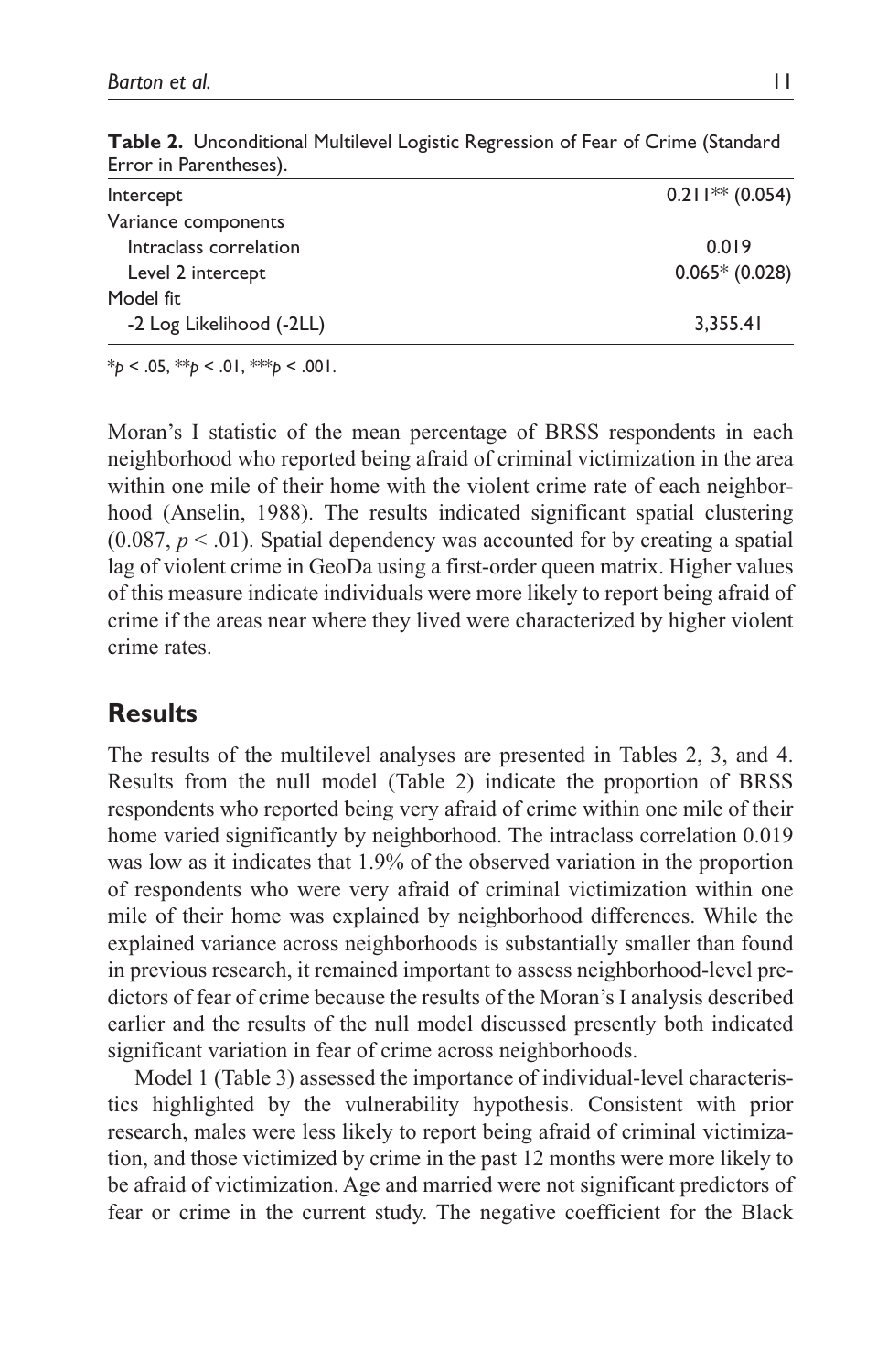**Table 2.** Unconditional Multilevel Logistic Regression of Fear of Crime (Standard Error in Parentheses).

| | |
|---|---|
| Intercept | 0.211** (0.054) |
| Variance components | |
| Intraclass correlation | 0.019 |
| Level 2 intercept | 0.065* (0.028) |
| Model fit | |
| -2 Log Likelihood (-2LL) | 3,355.41 |

*$p < .05$, **$p < .01$, ***$p < .001$.

Moran's I statistic of the mean percentage of BRSS respondents in each neighborhood who reported being afraid of criminal victimization in the area within one mile of their home with the violent crime rate of each neighborhood (Anselin, 1988). The results indicated significant spatial clustering (0.087, $p < .01$). Spatial dependency was accounted for by creating a spatial lag of violent crime in GeoDa using a first-order queen matrix. Higher values of this measure indicate individuals were more likely to report being afraid of crime if the areas near where they lived were characterized by higher violent crime rates.

## Results

The results of the multilevel analyses are presented in Tables 2, 3, and 4. Results from the null model (Table 2) indicate the proportion of BRSS respondents who reported being very afraid of crime within one mile of their home varied significantly by neighborhood. The intraclass correlation 0.019 was low as it indicates that 1.9% of the observed variation in the proportion of respondents who were very afraid of criminal victimization within one mile of their home was explained by neighborhood differences. While the explained variance across neighborhoods is substantially smaller than found in previous research, it remained important to assess neighborhood-level predictors of fear of crime because the results of the Moran's I analysis described earlier and the results of the null model discussed presently both indicated significant variation in fear of crime across neighborhoods.

Model 1 (Table 3) assessed the importance of individual-level characteristics highlighted by the vulnerability hypothesis. Consistent with prior research, males were less likely to report being afraid of criminal victimization, and those victimized by crime in the past 12 months were more likely to be afraid of victimization. Age and married were not significant predictors of fear or crime in the current study. The negative coefficient for the Black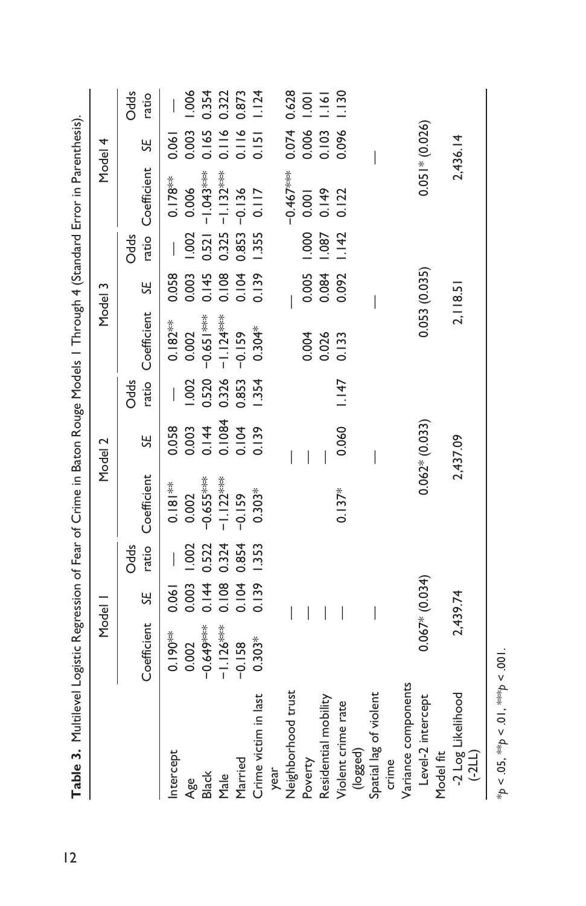**Table 3.** Multilevel Logistic Regression of Fear of Crime in Baton Rouge Models 1 Through 4 (Standard Error in Parenthesis).

| | Model 1 | | | Model 2 | | | Model 3 | | | Model 4 | | |
|---|---|---|---|---|---|---|---|---|---|---|---|---|
| | Coefficient | *SE* | Odds ratio | Coefficient | *SE* | Odds ratio | Coefficient | *SE* | Odds ratio | Coefficient | *SE* | Odds ratio |
| Intercept | 0.190** | 0.061 | — | 0.181** | 0.058 | — | 0.182** | 0.058 | — | 0.178** | 0.061 | — |
| Age | 0.002 | 0.003 | 1.002 | 0.002 | 0.003 | 1.002 | 0.002 | 0.003 | 1.002 | 0.006 | 0.003 | 1.006 |
| Black | −0.649*** | 0.144 | 0.522 | −0.655*** | 0.144 | 0.520 | −0.651*** | 0.145 | 0.521 | −1.043*** | 0.165 | 0.354 |
| Male | −1.126*** | 0.108 | 0.324 | −1.122*** | 0.1084 | 0.326 | −1.124*** | 0.108 | 0.325 | −1.132*** | 0.116 | 0.322 |
| Married | −0.158 | 0.104 | 0.854 | −0.159 | 0.104 | 0.853 | −0.159 | 0.104 | 0.853 | −0.136 | 0.116 | 0.873 |
| Crime victim in last year | 0.303* | 0.139 | 1.353 | 0.303* | 0.139 | 1.354 | 0.304* | 0.139 | 1.355 | 0.117 | 0.151 | 1.124 |
| Neighborhood trust | | — | | | — | | | — | | −0.467*** | 0.074 | 0.628 |
| Poverty | | — | | | — | | 0.004 | 0.005 | 1.000 | 0.001 | 0.006 | 1.001 |
| Residential mobility | | — | | | — | | 0.026 | 0.084 | 1.087 | 0.149 | 0.103 | 1.161 |
| Violent crime rate (logged) | | — | | 0.137* | 0.060 | 1.147 | 0.133 | 0.092 | 1.142 | 0.122 | 0.096 | 1.130 |
| Spatial lag of violent crime | | — | | | — | | | — | | | — | |
| Variance components | | | | | | | | | | | | |
| Level-2 intercept | 0.067* (0.034) | | | 0.062* (0.033) | | | 0.053 (0.035) | | | 0.051* (0.026) | | |
| Model fit | | | | | | | | | | | | |
| -2 Log Likelihood (-2LL) | 2,439.74 | | | 2,437.09 | | | 2,118.51 | | | 2,436.14 | | |

\*$p < .05$, \*\*$p < .01$, \*\*\*$p < .001$.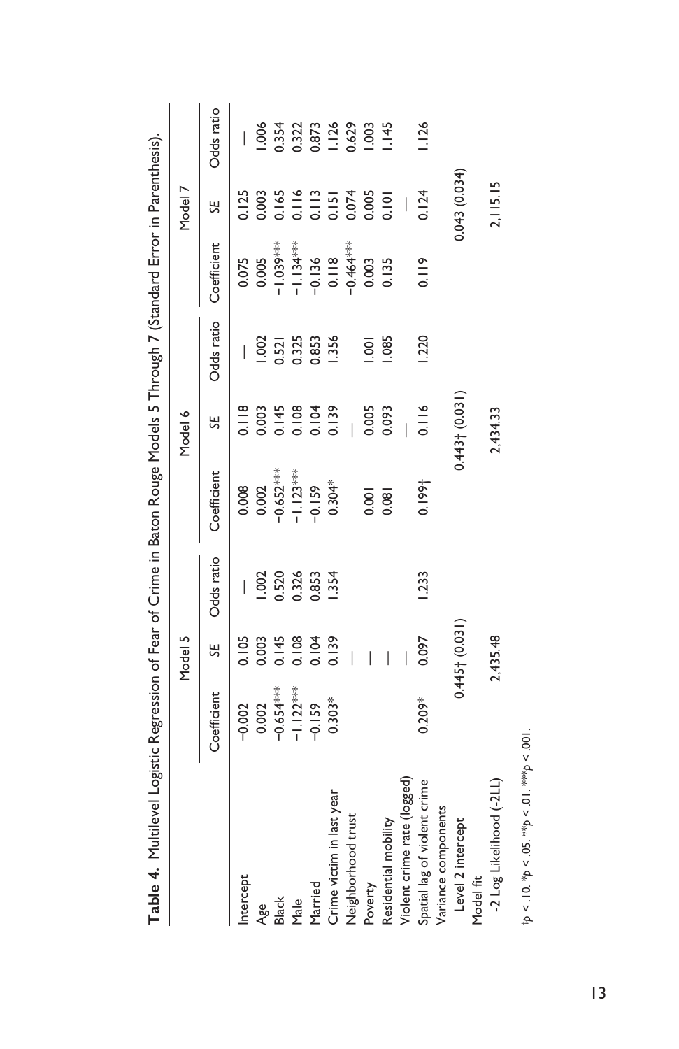**Table 4.** Multilevel Logistic Regression of Fear of Crime in Baton Rouge Models 5 Through 7 (Standard Error in Parenthesis).

| | Model 5 | | | Model 6 | | | Model 7 | | |
|---|---|---|---|---|---|---|---|---|---|
| | Coefficient | *SE* | Odds ratio | Coefficient | *SE* | Odds ratio | Coefficient | *SE* | Odds ratio |
| Intercept | −0.002 | 0.105 | — | 0.008 | 0.118 | — | 0.075 | 0.125 | — |
| Age | 0.002 | 0.003 | 1.002 | 0.002 | 0.003 | 1.002 | 0.005 | 0.003 | 1.006 |
| Black | −0.654*** | 0.145 | 0.520 | −0.652*** | 0.145 | 0.521 | −1.039*** | 0.165 | 0.354 |
| Male | −1.122*** | 0.108 | 0.326 | −1.123*** | 0.108 | 0.325 | −1.134*** | 0.116 | 0.322 |
| Married | −0.159 | 0.104 | 0.853 | −0.159 | 0.104 | 0.853 | −0.136 | 0.113 | 0.873 |
| Crime victim in last year | 0.303* | 0.139 | 1.354 | 0.304* | 0.139 | 1.356 | 0.118 | 0.151 | 1.126 |
| Neighborhood trust | | — | | | — | | −0.464*** | 0.074 | 0.629 |
| Poverty | | — | | 0.001 | 0.005 | 1.001 | 0.003 | 0.005 | 1.003 |
| Residential mobility | | — | | 0.081 | 0.093 | 1.085 | 0.135 | 0.101 | 1.145 |
| Violent crime rate (logged) | | — | | | — | | | — | |
| Spatial lag of violent crime | 0.209* | 0.097 | 1.233 | 0.199† | 0.116 | 1.220 | 0.119 | 0.124 | 1.126 |
| Variance components | | | | | | | | | |
| Level 2 intercept | | 0.445† (0.031) | | | 0.443† (0.031) | | | 0.043 (0.034) | |
| Model fit | | | | | | | | | |
| -2 Log Likelihood (-2LL) | | 2,435.48 | | | 2,434.33 | | | 2,115.15 | |

†$p < .10$. *$p < .05$. **$p < .01$. ***$p < .001$.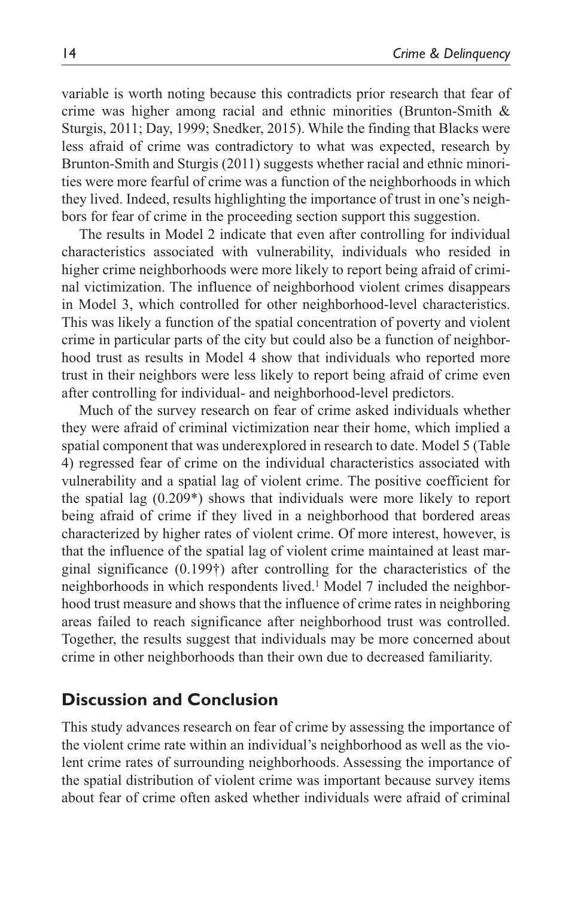variable is worth noting because this contradicts prior research that fear of crime was higher among racial and ethnic minorities (Brunton-Smith & Sturgis, 2011; Day, 1999; Snedker, 2015). While the finding that Blacks were less afraid of crime was contradictory to what was expected, research by Brunton-Smith and Sturgis (2011) suggests whether racial and ethnic minorities were more fearful of crime was a function of the neighborhoods in which they lived. Indeed, results highlighting the importance of trust in one's neighbors for fear of crime in the proceeding section support this suggestion.

The results in Model 2 indicate that even after controlling for individual characteristics associated with vulnerability, individuals who resided in higher crime neighborhoods were more likely to report being afraid of criminal victimization. The influence of neighborhood violent crimes disappears in Model 3, which controlled for other neighborhood-level characteristics. This was likely a function of the spatial concentration of poverty and violent crime in particular parts of the city but could also be a function of neighborhood trust as results in Model 4 show that individuals who reported more trust in their neighbors were less likely to report being afraid of crime even after controlling for individual- and neighborhood-level predictors.

Much of the survey research on fear of crime asked individuals whether they were afraid of criminal victimization near their home, which implied a spatial component that was underexplored in research to date. Model 5 (Table 4) regressed fear of crime on the individual characteristics associated with vulnerability and a spatial lag of violent crime. The positive coefficient for the spatial lag (0.209*) shows that individuals were more likely to report being afraid of crime if they lived in a neighborhood that bordered areas characterized by higher rates of violent crime. Of more interest, however, is that the influence of the spatial lag of violent crime maintained at least marginal significance (0.199†) after controlling for the characteristics of the neighborhoods in which respondents lived.[1] Model 7 included the neighborhood trust measure and shows that the influence of crime rates in neighboring areas failed to reach significance after neighborhood trust was controlled. Together, the results suggest that individuals may be more concerned about crime in other neighborhoods than their own due to decreased familiarity.

## Discussion and Conclusion

This study advances research on fear of crime by assessing the importance of the violent crime rate within an individual's neighborhood as well as the violent crime rates of surrounding neighborhoods. Assessing the importance of the spatial distribution of violent crime was important because survey items about fear of crime often asked whether individuals were afraid of criminal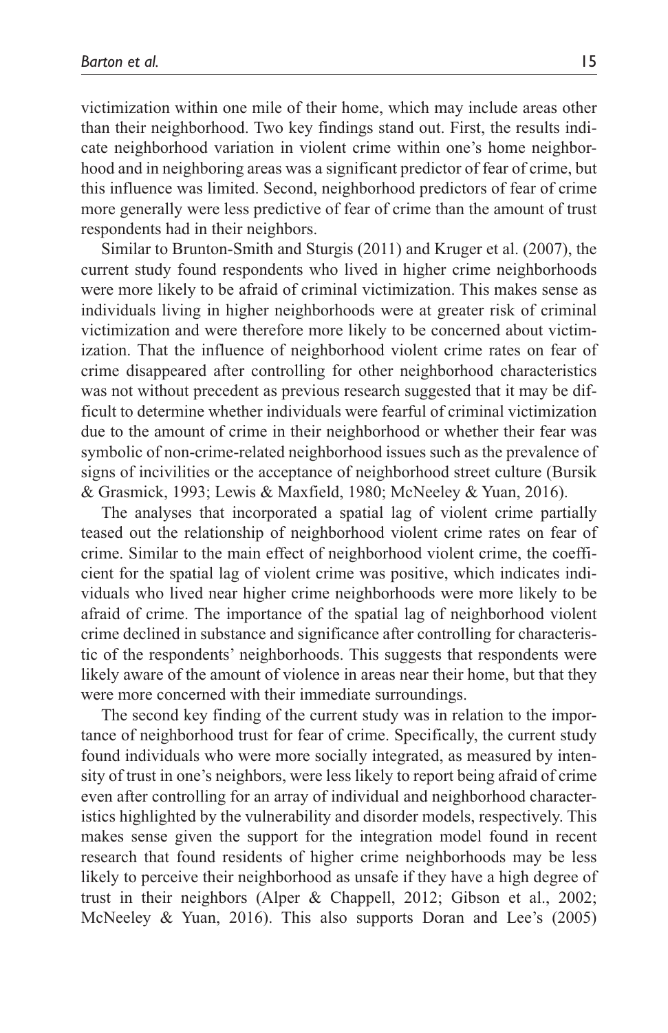victimization within one mile of their home, which may include areas other than their neighborhood. Two key findings stand out. First, the results indicate neighborhood variation in violent crime within one's home neighborhood and in neighboring areas was a significant predictor of fear of crime, but this influence was limited. Second, neighborhood predictors of fear of crime more generally were less predictive of fear of crime than the amount of trust respondents had in their neighbors.

Similar to Brunton-Smith and Sturgis (2011) and Kruger et al. (2007), the current study found respondents who lived in higher crime neighborhoods were more likely to be afraid of criminal victimization. This makes sense as individuals living in higher neighborhoods were at greater risk of criminal victimization and were therefore more likely to be concerned about victimization. That the influence of neighborhood violent crime rates on fear of crime disappeared after controlling for other neighborhood characteristics was not without precedent as previous research suggested that it may be difficult to determine whether individuals were fearful of criminal victimization due to the amount of crime in their neighborhood or whether their fear was symbolic of non-crime-related neighborhood issues such as the prevalence of signs of incivilities or the acceptance of neighborhood street culture (Bursik & Grasmick, 1993; Lewis & Maxfield, 1980; McNeeley & Yuan, 2016).

The analyses that incorporated a spatial lag of violent crime partially teased out the relationship of neighborhood violent crime rates on fear of crime. Similar to the main effect of neighborhood violent crime, the coefficient for the spatial lag of violent crime was positive, which indicates individuals who lived near higher crime neighborhoods were more likely to be afraid of crime. The importance of the spatial lag of neighborhood violent crime declined in substance and significance after controlling for characteristic of the respondents' neighborhoods. This suggests that respondents were likely aware of the amount of violence in areas near their home, but that they were more concerned with their immediate surroundings.

The second key finding of the current study was in relation to the importance of neighborhood trust for fear of crime. Specifically, the current study found individuals who were more socially integrated, as measured by intensity of trust in one's neighbors, were less likely to report being afraid of crime even after controlling for an array of individual and neighborhood characteristics highlighted by the vulnerability and disorder models, respectively. This makes sense given the support for the integration model found in recent research that found residents of higher crime neighborhoods may be less likely to perceive their neighborhood as unsafe if they have a high degree of trust in their neighbors (Alper & Chappell, 2012; Gibson et al., 2002; McNeeley & Yuan, 2016). This also supports Doran and Lee's (2005)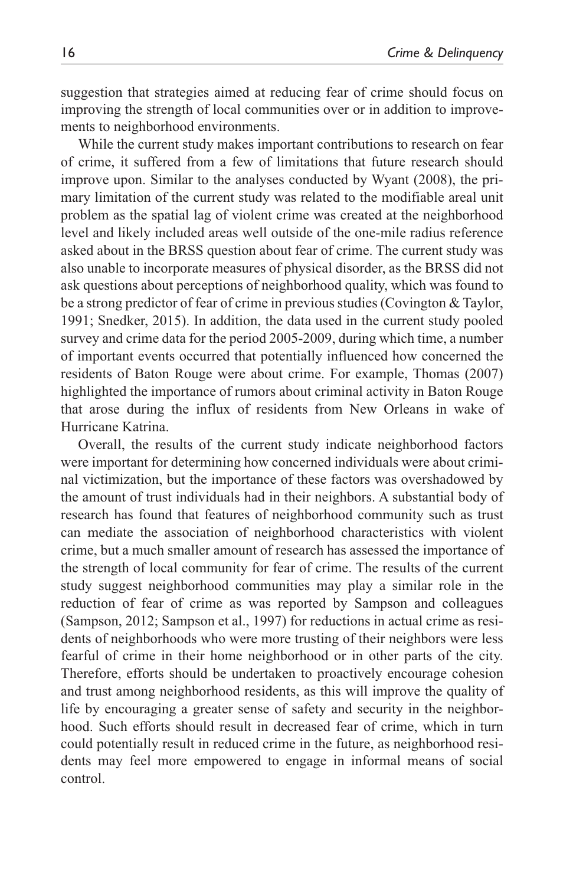suggestion that strategies aimed at reducing fear of crime should focus on improving the strength of local communities over or in addition to improvements to neighborhood environments.

While the current study makes important contributions to research on fear of crime, it suffered from a few of limitations that future research should improve upon. Similar to the analyses conducted by Wyant (2008), the primary limitation of the current study was related to the modifiable areal unit problem as the spatial lag of violent crime was created at the neighborhood level and likely included areas well outside of the one-mile radius reference asked about in the BRSS question about fear of crime. The current study was also unable to incorporate measures of physical disorder, as the BRSS did not ask questions about perceptions of neighborhood quality, which was found to be a strong predictor of fear of crime in previous studies (Covington & Taylor, 1991; Snedker, 2015). In addition, the data used in the current study pooled survey and crime data for the period 2005-2009, during which time, a number of important events occurred that potentially influenced how concerned the residents of Baton Rouge were about crime. For example, Thomas (2007) highlighted the importance of rumors about criminal activity in Baton Rouge that arose during the influx of residents from New Orleans in wake of Hurricane Katrina.

Overall, the results of the current study indicate neighborhood factors were important for determining how concerned individuals were about criminal victimization, but the importance of these factors was overshadowed by the amount of trust individuals had in their neighbors. A substantial body of research has found that features of neighborhood community such as trust can mediate the association of neighborhood characteristics with violent crime, but a much smaller amount of research has assessed the importance of the strength of local community for fear of crime. The results of the current study suggest neighborhood communities may play a similar role in the reduction of fear of crime as was reported by Sampson and colleagues (Sampson, 2012; Sampson et al., 1997) for reductions in actual crime as residents of neighborhoods who were more trusting of their neighbors were less fearful of crime in their home neighborhood or in other parts of the city. Therefore, efforts should be undertaken to proactively encourage cohesion and trust among neighborhood residents, as this will improve the quality of life by encouraging a greater sense of safety and security in the neighborhood. Such efforts should result in decreased fear of crime, which in turn could potentially result in reduced crime in the future, as neighborhood residents may feel more empowered to engage in informal means of social control.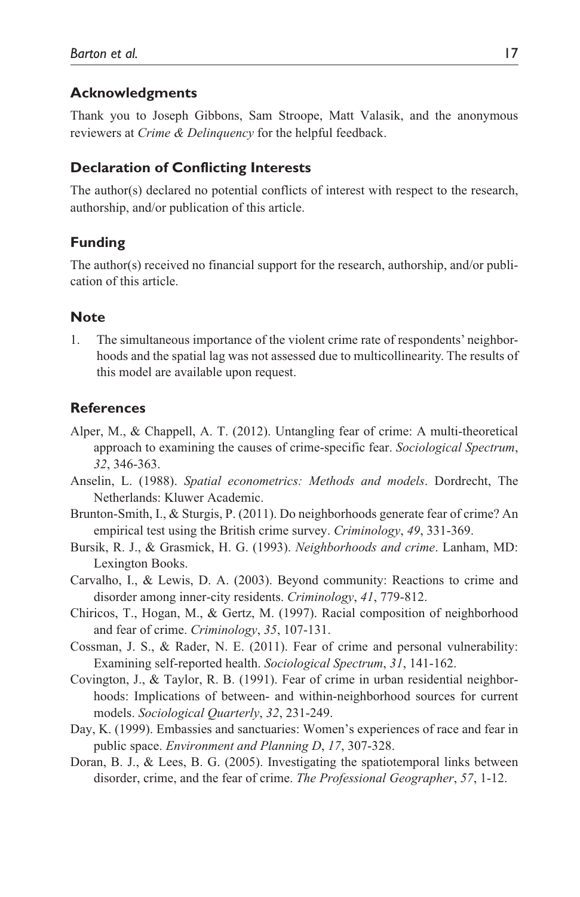## Acknowledgments

Thank you to Joseph Gibbons, Sam Stroope, Matt Valasik, and the anonymous reviewers at *Crime & Delinquency* for the helpful feedback.

## Declaration of Conflicting Interests

The author(s) declared no potential conflicts of interest with respect to the research, authorship, and/or publication of this article.

## Funding

The author(s) received no financial support for the research, authorship, and/or publication of this article.

## Note

1. The simultaneous importance of the violent crime rate of respondents' neighborhoods and the spatial lag was not assessed due to multicollinearity. The results of this model are available upon request.

## References

Alper, M., & Chappell, A. T. (2012). Untangling fear of crime: A multi-theoretical approach to examining the causes of crime-specific fear. *Sociological Spectrum*, *32*, 346-363.

Anselin, L. (1988). *Spatial econometrics: Methods and models*. Dordrecht, The Netherlands: Kluwer Academic.

Brunton-Smith, I., & Sturgis, P. (2011). Do neighborhoods generate fear of crime? An empirical test using the British crime survey. *Criminology*, *49*, 331-369.

Bursik, R. J., & Grasmick, H. G. (1993). *Neighborhoods and crime*. Lanham, MD: Lexington Books.

Carvalho, I., & Lewis, D. A. (2003). Beyond community: Reactions to crime and disorder among inner-city residents. *Criminology*, *41*, 779-812.

Chiricos, T., Hogan, M., & Gertz, M. (1997). Racial composition of neighborhood and fear of crime. *Criminology*, *35*, 107-131.

Cossman, J. S., & Rader, N. E. (2011). Fear of crime and personal vulnerability: Examining self-reported health. *Sociological Spectrum*, *31*, 141-162.

Covington, J., & Taylor, R. B. (1991). Fear of crime in urban residential neighborhoods: Implications of between- and within-neighborhood sources for current models. *Sociological Quarterly*, *32*, 231-249.

Day, K. (1999). Embassies and sanctuaries: Women's experiences of race and fear in public space. *Environment and Planning D*, *17*, 307-328.

Doran, B. J., & Lees, B. G. (2005). Investigating the spatiotemporal links between disorder, crime, and the fear of crime. *The Professional Geographer*, *57*, 1-12.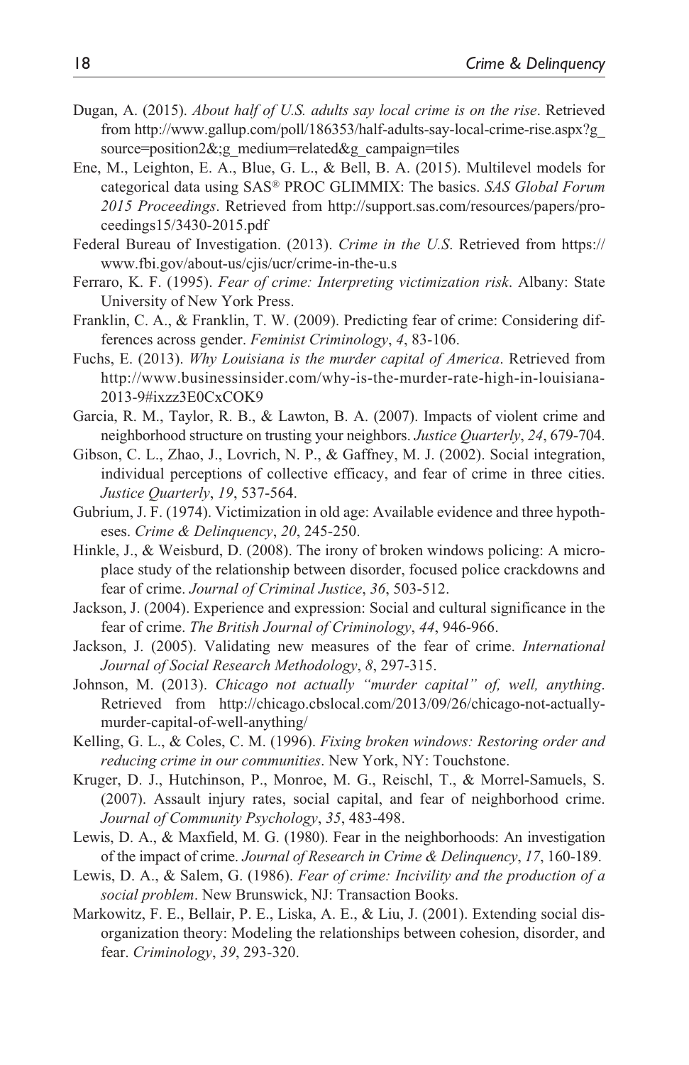Dugan, A. (2015). *About half of U.S. adults say local crime is on the rise*. Retrieved from http://www.gallup.com/poll/186353/half-adults-say-local-crime-rise.aspx?g_source=position2&;g_medium=related&g_campaign=tiles

Ene, M., Leighton, E. A., Blue, G. L., & Bell, B. A. (2015). Multilevel models for categorical data using SAS® PROC GLIMMIX: The basics. *SAS Global Forum 2015 Proceedings*. Retrieved from http://support.sas.com/resources/papers/proceedings15/3430-2015.pdf

Federal Bureau of Investigation. (2013). *Crime in the U.S*. Retrieved from https://www.fbi.gov/about-us/cjis/ucr/crime-in-the-u.s

Ferraro, K. F. (1995). *Fear of crime: Interpreting victimization risk*. Albany: State University of New York Press.

Franklin, C. A., & Franklin, T. W. (2009). Predicting fear of crime: Considering differences across gender. *Feminist Criminology*, *4*, 83-106.

Fuchs, E. (2013). *Why Louisiana is the murder capital of America*. Retrieved from http://www.businessinsider.com/why-is-the-murder-rate-high-in-louisiana-2013-9#ixzz3E0CxCOK9

Garcia, R. M., Taylor, R. B., & Lawton, B. A. (2007). Impacts of violent crime and neighborhood structure on trusting your neighbors. *Justice Quarterly*, *24*, 679-704.

Gibson, C. L., Zhao, J., Lovrich, N. P., & Gaffney, M. J. (2002). Social integration, individual perceptions of collective efficacy, and fear of crime in three cities. *Justice Quarterly*, *19*, 537-564.

Gubrium, J. F. (1974). Victimization in old age: Available evidence and three hypotheses. *Crime & Delinquency*, *20*, 245-250.

Hinkle, J., & Weisburd, D. (2008). The irony of broken windows policing: A micro-place study of the relationship between disorder, focused police crackdowns and fear of crime. *Journal of Criminal Justice*, *36*, 503-512.

Jackson, J. (2004). Experience and expression: Social and cultural significance in the fear of crime. *The British Journal of Criminology*, *44*, 946-966.

Jackson, J. (2005). Validating new measures of the fear of crime. *International Journal of Social Research Methodology*, *8*, 297-315.

Johnson, M. (2013). *Chicago not actually "murder capital" of, well, anything*. Retrieved from http://chicago.cbslocal.com/2013/09/26/chicago-not-actually-murder-capital-of-well-anything/

Kelling, G. L., & Coles, C. M. (1996). *Fixing broken windows: Restoring order and reducing crime in our communities*. New York, NY: Touchstone.

Kruger, D. J., Hutchinson, P., Monroe, M. G., Reischl, T., & Morrel-Samuels, S. (2007). Assault injury rates, social capital, and fear of neighborhood crime. *Journal of Community Psychology*, *35*, 483-498.

Lewis, D. A., & Maxfield, M. G. (1980). Fear in the neighborhoods: An investigation of the impact of crime. *Journal of Research in Crime & Delinquency*, *17*, 160-189.

Lewis, D. A., & Salem, G. (1986). *Fear of crime: Incivility and the production of a social problem*. New Brunswick, NJ: Transaction Books.

Markowitz, F. E., Bellair, P. E., Liska, A. E., & Liu, J. (2001). Extending social disorganization theory: Modeling the relationships between cohesion, disorder, and fear. *Criminology*, *39*, 293-320.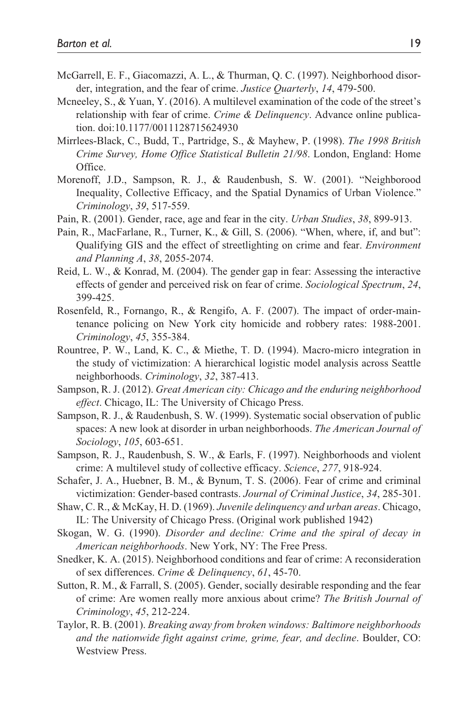McGarrell, E. F., Giacomazzi, A. L., & Thurman, Q. C. (1997). Neighborhood disorder, integration, and the fear of crime. *Justice Quarterly*, *14*, 479-500.

Mcneeley, S., & Yuan, Y. (2016). A multilevel examination of the code of the street's relationship with fear of crime. *Crime & Delinquency*. Advance online publication. doi:10.1177/0011128715624930

Mirrlees-Black, C., Budd, T., Partridge, S., & Mayhew, P. (1998). *The 1998 British Crime Survey, Home Office Statistical Bulletin 21/98*. London, England: Home Office.

Morenoff, J.D., Sampson, R. J., & Raudenbush, S. W. (2001). "Neighborood Inequality, Collective Efficacy, and the Spatial Dynamics of Urban Violence." *Criminology*, *39*, 517-559.

Pain, R. (2001). Gender, race, age and fear in the city. *Urban Studies*, *38*, 899-913.

Pain, R., MacFarlane, R., Turner, K., & Gill, S. (2006). "When, where, if, and but": Qualifying GIS and the effect of streetlighting on crime and fear. *Environment and Planning A*, *38*, 2055-2074.

Reid, L. W., & Konrad, M. (2004). The gender gap in fear: Assessing the interactive effects of gender and perceived risk on fear of crime. *Sociological Spectrum*, *24*, 399-425.

Rosenfeld, R., Fornango, R., & Rengifo, A. F. (2007). The impact of order-maintenance policing on New York city homicide and robbery rates: 1988-2001. *Criminology*, *45*, 355-384.

Rountree, P. W., Land, K. C., & Miethe, T. D. (1994). Macro-micro integration in the study of victimization: A hierarchical logistic model analysis across Seattle neighborhoods. *Criminology*, *32*, 387-413.

Sampson, R. J. (2012). *Great American city: Chicago and the enduring neighborhood effect*. Chicago, IL: The University of Chicago Press.

Sampson, R. J., & Raudenbush, S. W. (1999). Systematic social observation of public spaces: A new look at disorder in urban neighborhoods. *The American Journal of Sociology*, *105*, 603-651.

Sampson, R. J., Raudenbush, S. W., & Earls, F. (1997). Neighborhoods and violent crime: A multilevel study of collective efficacy. *Science*, *277*, 918-924.

Schafer, J. A., Huebner, B. M., & Bynum, T. S. (2006). Fear of crime and criminal victimization: Gender-based contrasts. *Journal of Criminal Justice*, *34*, 285-301.

Shaw, C. R., & McKay, H. D. (1969). *Juvenile delinquency and urban areas*. Chicago, IL: The University of Chicago Press. (Original work published 1942)

Skogan, W. G. (1990). *Disorder and decline: Crime and the spiral of decay in American neighborhoods*. New York, NY: The Free Press.

Snedker, K. A. (2015). Neighborhood conditions and fear of crime: A reconsideration of sex differences. *Crime & Delinquency*, *61*, 45-70.

Sutton, R. M., & Farrall, S. (2005). Gender, socially desirable responding and the fear of crime: Are women really more anxious about crime? *The British Journal of Criminology*, *45*, 212-224.

Taylor, R. B. (2001). *Breaking away from broken windows: Baltimore neighborhoods and the nationwide fight against crime, grime, fear, and decline*. Boulder, CO: Westview Press.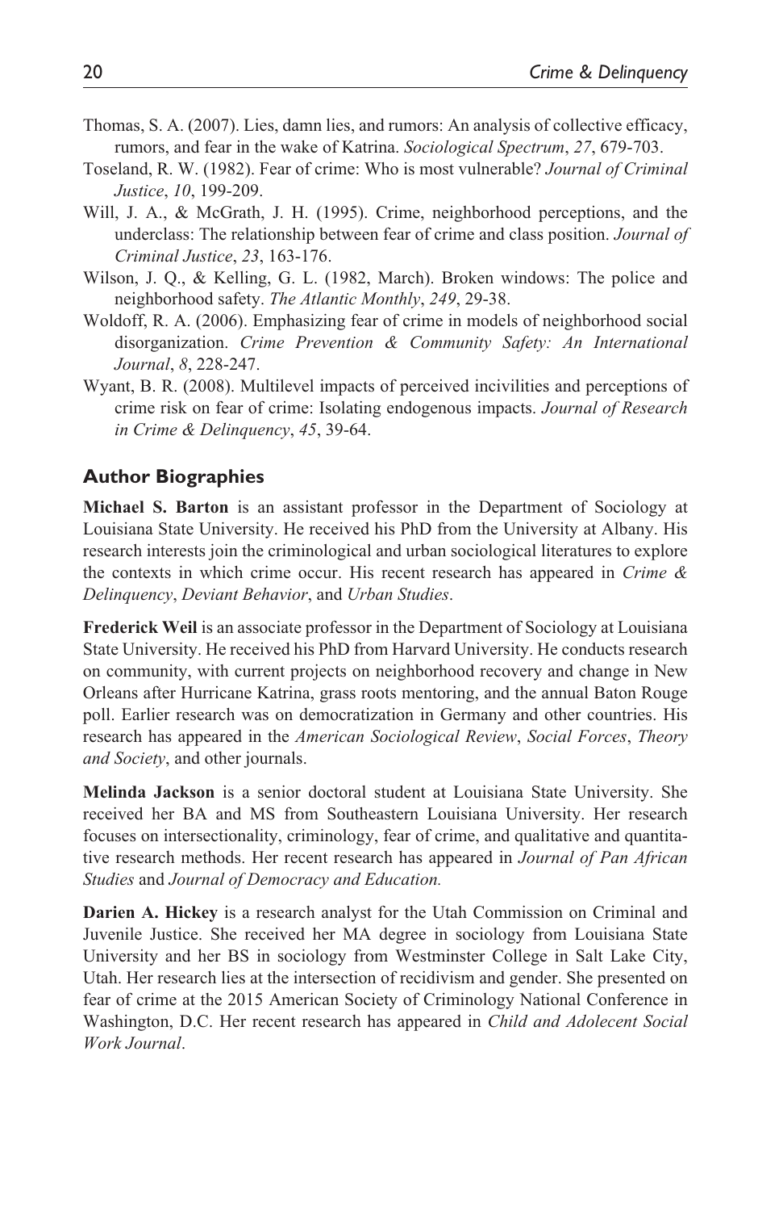Thomas, S. A. (2007). Lies, damn lies, and rumors: An analysis of collective efficacy, rumors, and fear in the wake of Katrina. *Sociological Spectrum*, *27*, 679-703.

Toseland, R. W. (1982). Fear of crime: Who is most vulnerable? *Journal of Criminal Justice*, *10*, 199-209.

Will, J. A., & McGrath, J. H. (1995). Crime, neighborhood perceptions, and the underclass: The relationship between fear of crime and class position. *Journal of Criminal Justice*, *23*, 163-176.

Wilson, J. Q., & Kelling, G. L. (1982, March). Broken windows: The police and neighborhood safety. *The Atlantic Monthly*, *249*, 29-38.

Woldoff, R. A. (2006). Emphasizing fear of crime in models of neighborhood social disorganization. *Crime Prevention & Community Safety: An International Journal*, *8*, 228-247.

Wyant, B. R. (2008). Multilevel impacts of perceived incivilities and perceptions of crime risk on fear of crime: Isolating endogenous impacts. *Journal of Research in Crime & Delinquency*, *45*, 39-64.

## Author Biographies

**Michael S. Barton** is an assistant professor in the Department of Sociology at Louisiana State University. He received his PhD from the University at Albany. His research interests join the criminological and urban sociological literatures to explore the contexts in which crime occur. His recent research has appeared in *Crime & Delinquency*, *Deviant Behavior*, and *Urban Studies*.

**Frederick Weil** is an associate professor in the Department of Sociology at Louisiana State University. He received his PhD from Harvard University. He conducts research on community, with current projects on neighborhood recovery and change in New Orleans after Hurricane Katrina, grass roots mentoring, and the annual Baton Rouge poll. Earlier research was on democratization in Germany and other countries. His research has appeared in the *American Sociological Review*, *Social Forces*, *Theory and Society*, and other journals.

**Melinda Jackson** is a senior doctoral student at Louisiana State University. She received her BA and MS from Southeastern Louisiana University. Her research focuses on intersectionality, criminology, fear of crime, and qualitative and quantitative research methods. Her recent research has appeared in *Journal of Pan African Studies* and *Journal of Democracy and Education.*

**Darien A. Hickey** is a research analyst for the Utah Commission on Criminal and Juvenile Justice. She received her MA degree in sociology from Louisiana State University and her BS in sociology from Westminster College in Salt Lake City, Utah. Her research lies at the intersection of recidivism and gender. She presented on fear of crime at the 2015 American Society of Criminology National Conference in Washington, D.C. Her recent research has appeared in *Child and Adolecent Social Work Journal*.